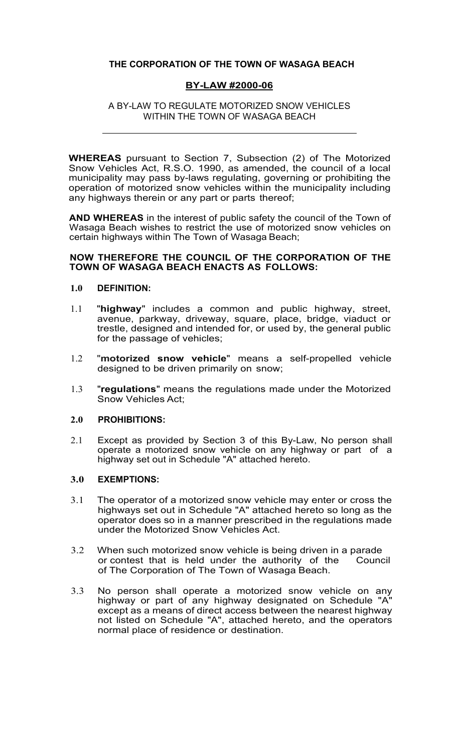**THE CORPORATION OF THE TOWN OF WASAGA BEACH**

**BY-LAW #2000-06**

A BY-LAW TO REGULATE MOTORIZED SNOW VEHICLES WITHIN THE TOWN OF WASAGA BEACH

---

**WHEREAS** pursuant to Section 7, Subsection (2) of The Motorized Snow Vehicles Act, R.S.O. 1990, as amended, the council of a local municipality may pass by-laws regulating, governing or prohibiting the operation of motorized snow vehicles within the municipality including any highways therein or any part or parts thereof;

**AND WHEREAS** in the interest of public safety the council of the Town of Wasaga Beach wishes to restrict the use of motorized snow vehicles on certain highways within The Town of Wasaga Beach;

**NOW THEREFORE THE COUNCIL OF THE CORPORATION OF THE TOWN OF WASAGA BEACH ENACTS AS FOLLOWS:**

**1.0 DEFINITION:**

1.1 "**highway**" includes a common and public highway, street, avenue, parkway, driveway, square, place, bridge, viaduct or trestle, designed and intended for, or used by, the general public for the passage of vehicles;

1.2 "**motorized snow vehicle**" means a self-propelled vehicle designed to be driven primarily on snow;

1.3 "**regulations**" means the regulations made under the Motorized Snow Vehicles Act;

**2.0 PROHIBITIONS:**

2.1 Except as provided by Section 3 of this By-Law, No person shall operate a motorized snow vehicle on any highway or part of a highway set out in Schedule "A" attached hereto.

**3.0 EXEMPTIONS:**

3.1 The operator of a motorized snow vehicle may enter or cross the highways set out in Schedule "A" attached hereto so long as the operator does so in a manner prescribed in the regulations made under the Motorized Snow Vehicles Act.

3.2 When such motorized snow vehicle is being driven in a parade or contest that is held under the authority of the Council of The Corporation of The Town of Wasaga Beach.

3.3 No person shall operate a motorized snow vehicle on any highway or part of any highway designated on Schedule "A" except as a means of direct access between the nearest highway not listed on Schedule "A", attached hereto, and the operators normal place of residence or destination.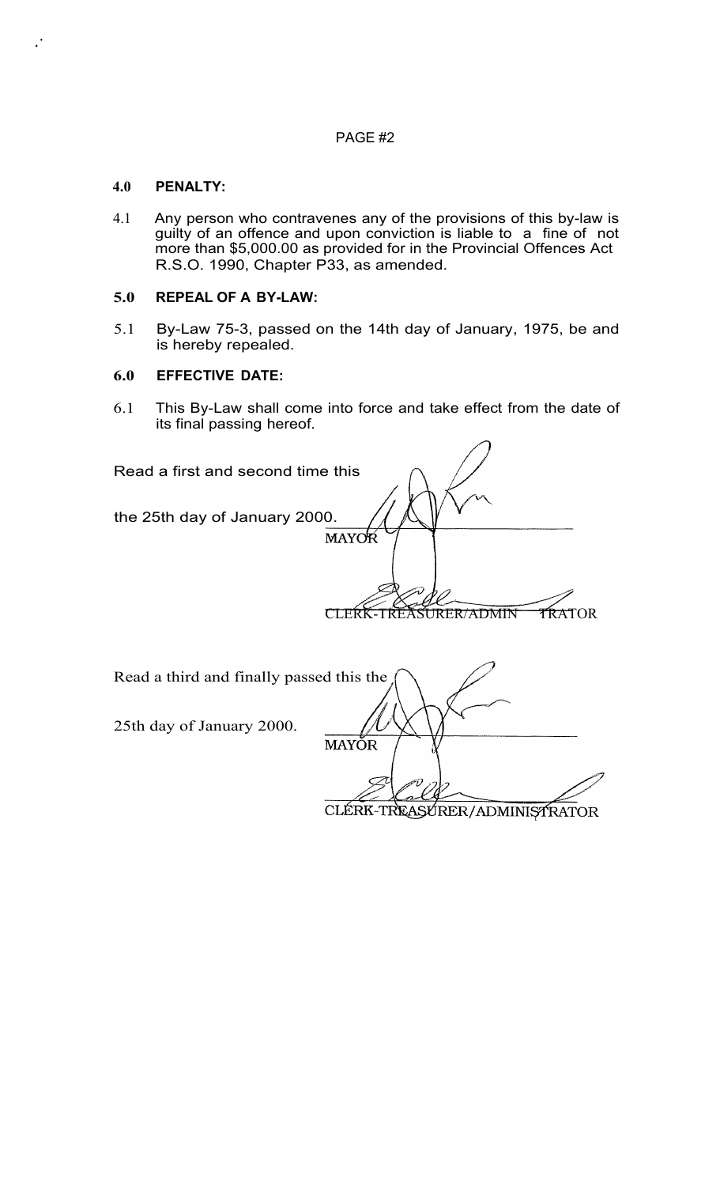## 4.0 PENALTY:

4.1 Any person who contravenes any of the provisions of this by-law is guilty of an offence and upon conviction is liable to a fine of not more than $5,000.00 as provided for in the Provincial Offences Act R.S.O. 1990, Chapter P33, as amended.

## 5.0 REPEAL OF A BY-LAW:

5.1 By-Law 75-3, passed on the 14th day of January, 1975, be and is hereby repealed.

## 6.0 EFFECTIVE DATE:

6.1 This By-Law shall come into force and take effect from the date of its final passing hereof.

Read a first and second time this

the 25th day of January 2000.

MAYOR

CLERK-TREASURER/ADMINISTRATOR

Read a third and finally passed this the

25th day of January 2000.

MAYOR

CLERK-TREASURER/ADMINISTRATOR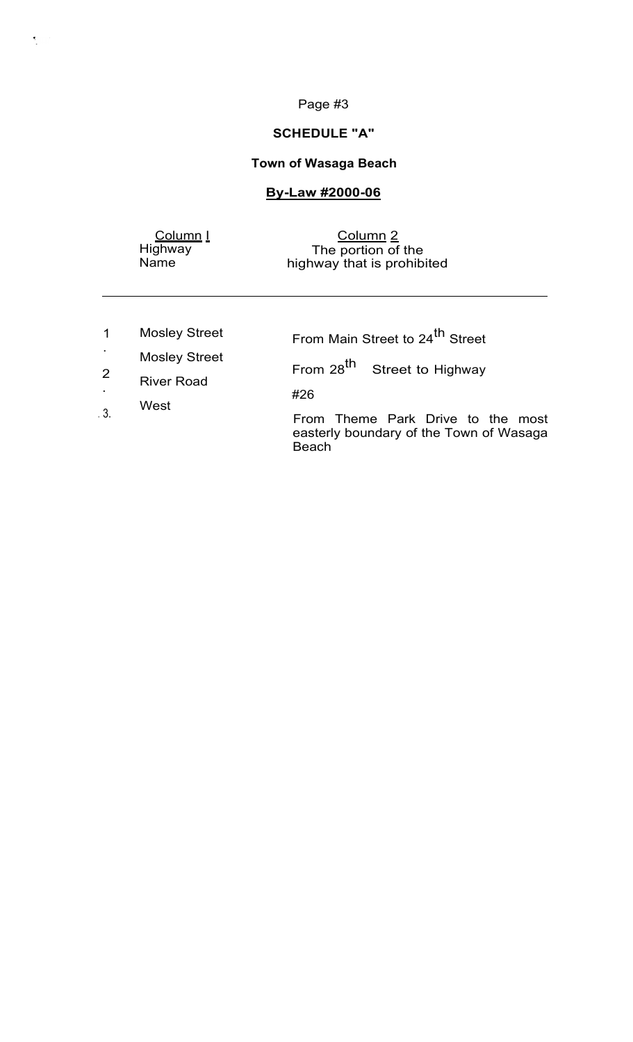**SCHEDULE "A"**

**Town of Wasaga Beach**

**By-Law #2000-06**

| | Column 1 Highway Name | Column 2 The portion of the highway that is prohibited |
|---|---|---|
| 1. | Mosley Street | From Main Street to 24th Street |
| 2. | Mosley Street | From 28th Street to Highway #26 |
| 3. | River Road West | From Theme Park Drive to the most easterly boundary of the Town of Wasaga Beach |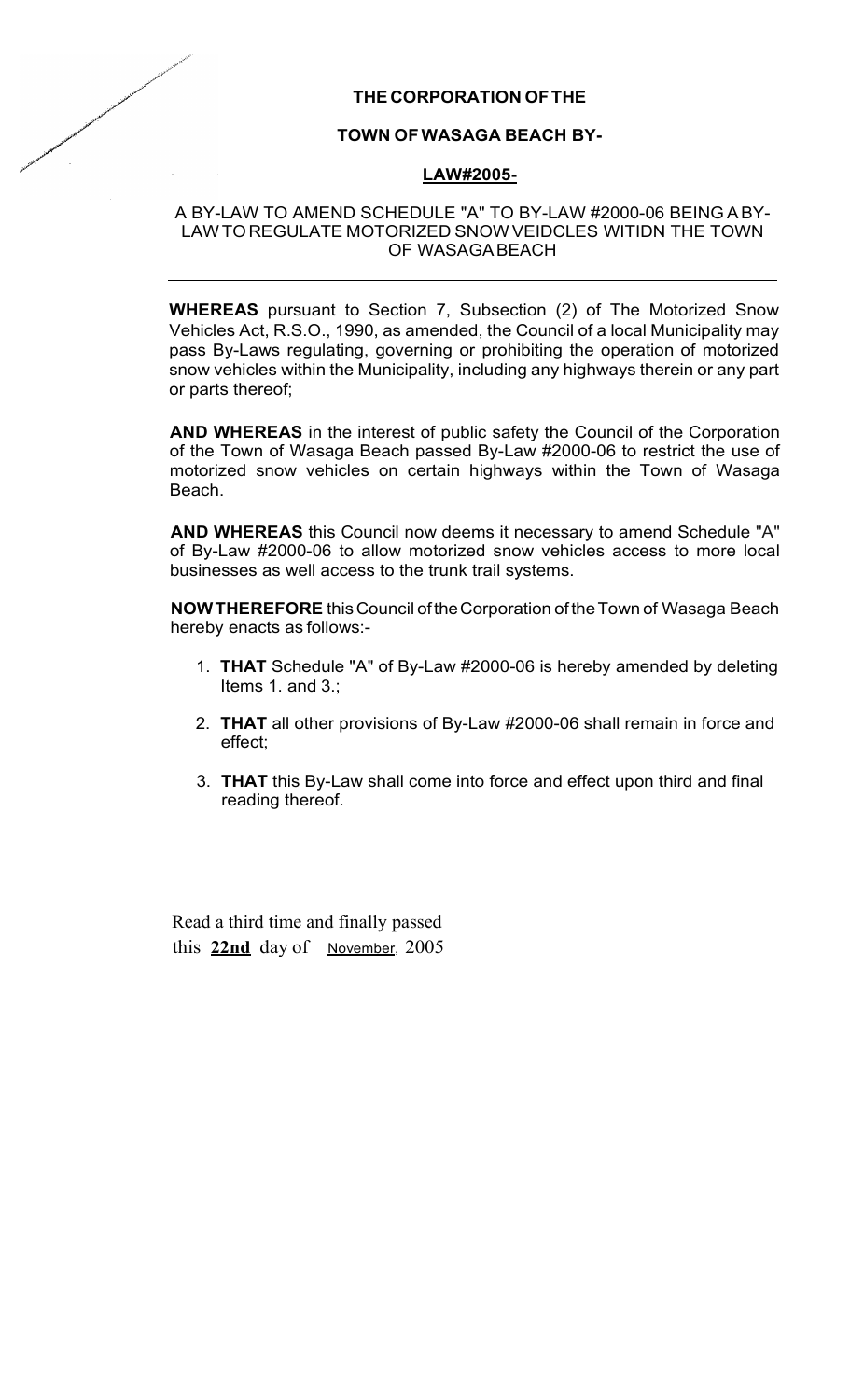**THE CORPORATION OF THE**

**TOWN OF WASAGA BEACH BY-**

**LAW#2005-**

A BY-LAW TO AMEND SCHEDULE "A" TO BY-LAW #2000-06 BEING A BY-LAW TO REGULATE MOTORIZED SNOW VEIDCLES WITIDN THE TOWN OF WASAGA BEACH

---

**WHEREAS** pursuant to Section 7, Subsection (2) of The Motorized Snow Vehicles Act, R.S.O., 1990, as amended, the Council of a local Municipality may pass By-Laws regulating, governing or prohibiting the operation of motorized snow vehicles within the Municipality, including any highways therein or any part or parts thereof;

**AND WHEREAS** in the interest of public safety the Council of the Corporation of the Town of Wasaga Beach passed By-Law #2000-06 to restrict the use of motorized snow vehicles on certain highways within the Town of Wasaga Beach.

**AND WHEREAS** this Council now deems it necessary to amend Schedule "A" of By-Law #2000-06 to allow motorized snow vehicles access to more local businesses as well access to the trunk trail systems.

**NOW THEREFORE** this Council of the Corporation of the Town of Wasaga Beach hereby enacts as follows:-

1. **THAT** Schedule "A" of By-Law #2000-06 is hereby amended by deleting Items 1. and 3.;
2. **THAT** all other provisions of By-Law #2000-06 shall remain in force and effect;
3. **THAT** this By-Law shall come into force and effect upon third and final reading thereof.

Read a third time and finally passed this **22nd** day of November, 2005